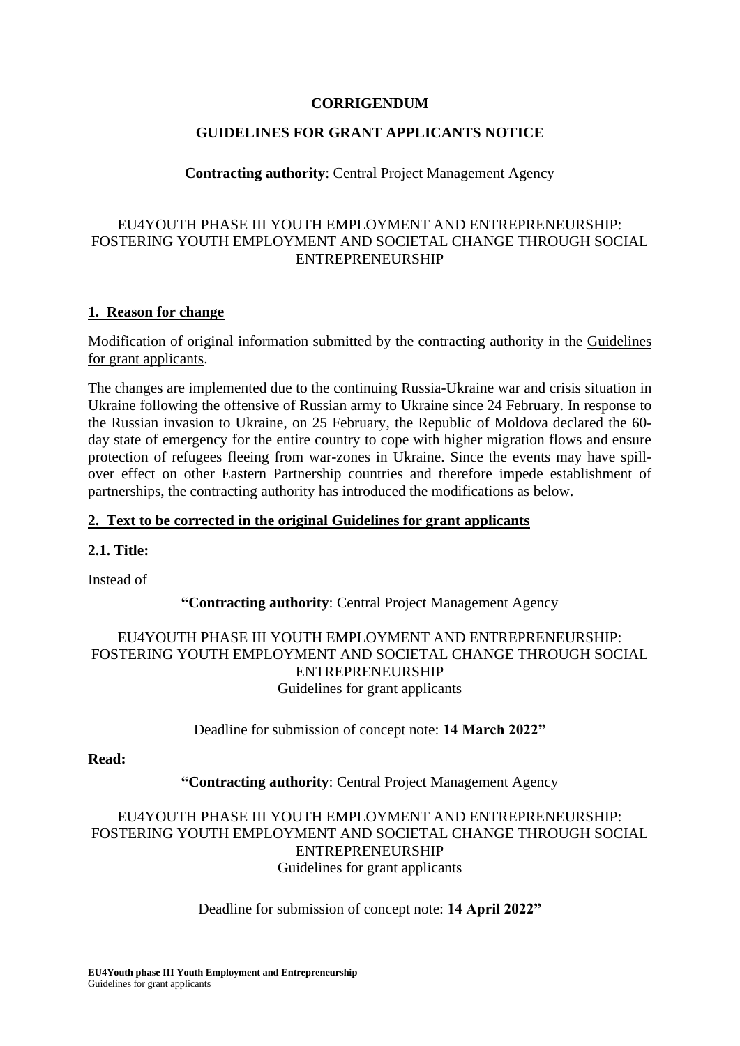**CORRIGENDUM**

**GUIDELINES FOR GRANT APPLICANTS NOTICE**

**Contracting authority**: Central Project Management Agency

EU4YOUTH PHASE III YOUTH EMPLOYMENT AND ENTREPRENEURSHIP: FOSTERING YOUTH EMPLOYMENT AND SOCIETAL CHANGE THROUGH SOCIAL ENTREPRENEURSHIP

## 1. Reason for change

Modification of original information submitted by the contracting authority in the Guidelines for grant applicants.

The changes are implemented due to the continuing Russia-Ukraine war and crisis situation in Ukraine following the offensive of Russian army to Ukraine since 24 February. In response to the Russian invasion to Ukraine, on 25 February, the Republic of Moldova declared the 60-day state of emergency for the entire country to cope with higher migration flows and ensure protection of refugees fleeing from war-zones in Ukraine. Since the events may have spill-over effect on other Eastern Partnership countries and therefore impede establishment of partnerships, the contracting authority has introduced the modifications as below.

## 2. Text to be corrected in the original Guidelines for grant applicants

### 2.1. Title:

Instead of

"**Contracting authority**: Central Project Management Agency

EU4YOUTH PHASE III YOUTH EMPLOYMENT AND ENTREPRENEURSHIP: FOSTERING YOUTH EMPLOYMENT AND SOCIETAL CHANGE THROUGH SOCIAL ENTREPRENEURSHIP
Guidelines for grant applicants

Deadline for submission of concept note: **14 March 2022"**

**Read:**

"**Contracting authority**: Central Project Management Agency

EU4YOUTH PHASE III YOUTH EMPLOYMENT AND ENTREPRENEURSHIP: FOSTERING YOUTH EMPLOYMENT AND SOCIETAL CHANGE THROUGH SOCIAL ENTREPRENEURSHIP
Guidelines for grant applicants

Deadline for submission of concept note: **14 April 2022"**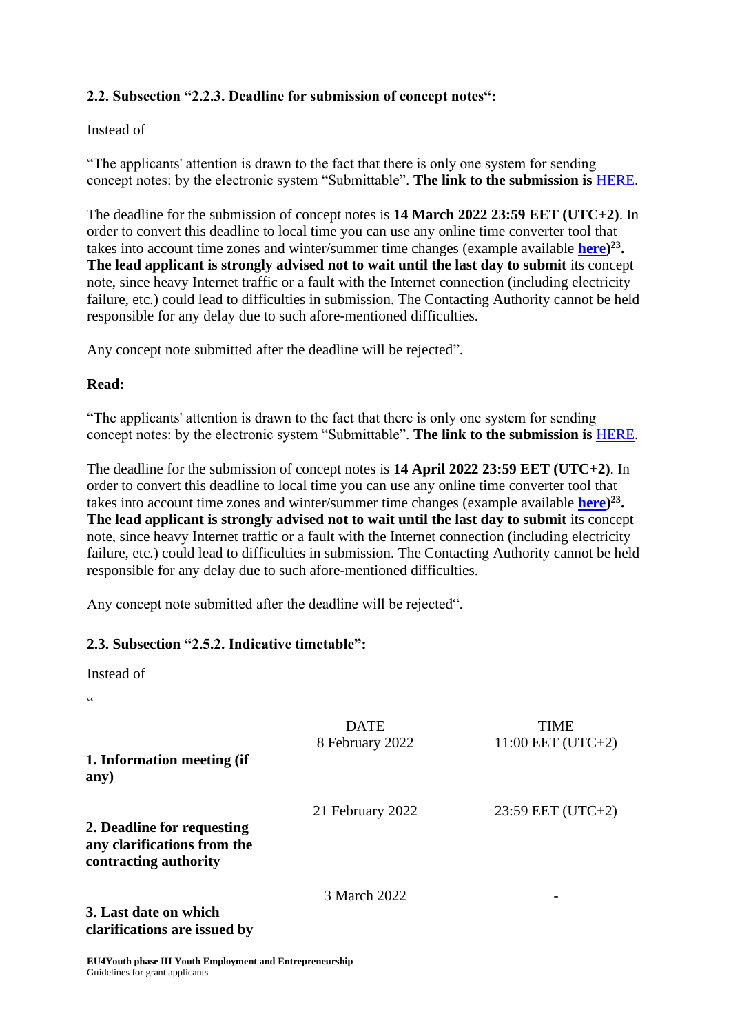**2.2. Subsection "2.2.3. Deadline for submission of concept notes":**

Instead of

"The applicants' attention is drawn to the fact that there is only one system for sending concept notes: by the electronic system "Submittable". **The link to the submission is** HERE.

The deadline for the submission of concept notes is **14 March 2022 23:59 EET (UTC+2)**. In order to convert this deadline to local time you can use any online time converter tool that takes into account time zones and winter/summer time changes (example available **here**)[23]. **The lead applicant is strongly advised not to wait until the last day to submit** its concept note, since heavy Internet traffic or a fault with the Internet connection (including electricity failure, etc.) could lead to difficulties in submission. The Contacting Authority cannot be held responsible for any delay due to such afore-mentioned difficulties.

Any concept note submitted after the deadline will be rejected".

**Read:**

"The applicants' attention is drawn to the fact that there is only one system for sending concept notes: by the electronic system "Submittable". **The link to the submission is** HERE.

The deadline for the submission of concept notes is **14 April 2022 23:59 EET (UTC+2)**. In order to convert this deadline to local time you can use any online time converter tool that takes into account time zones and winter/summer time changes (example available **here**)[23]. **The lead applicant is strongly advised not to wait until the last day to submit** its concept note, since heavy Internet traffic or a fault with the Internet connection (including electricity failure, etc.) could lead to difficulties in submission. The Contacting Authority cannot be held responsible for any delay due to such afore-mentioned difficulties.

Any concept note submitted after the deadline will be rejected".

**2.3. Subsection "2.5.2. Indicative timetable":**

Instead of

"

| | DATE | TIME |
|---|---|---|
| **1. Information meeting (if any)** | 8 February 2022 | 11:00 EET (UTC+2) |
| **2. Deadline for requesting any clarifications from the contracting authority** | 21 February 2022 | 23:59 EET (UTC+2) |
| **3. Last date on which clarifications are issued by** | 3 March 2022 | - |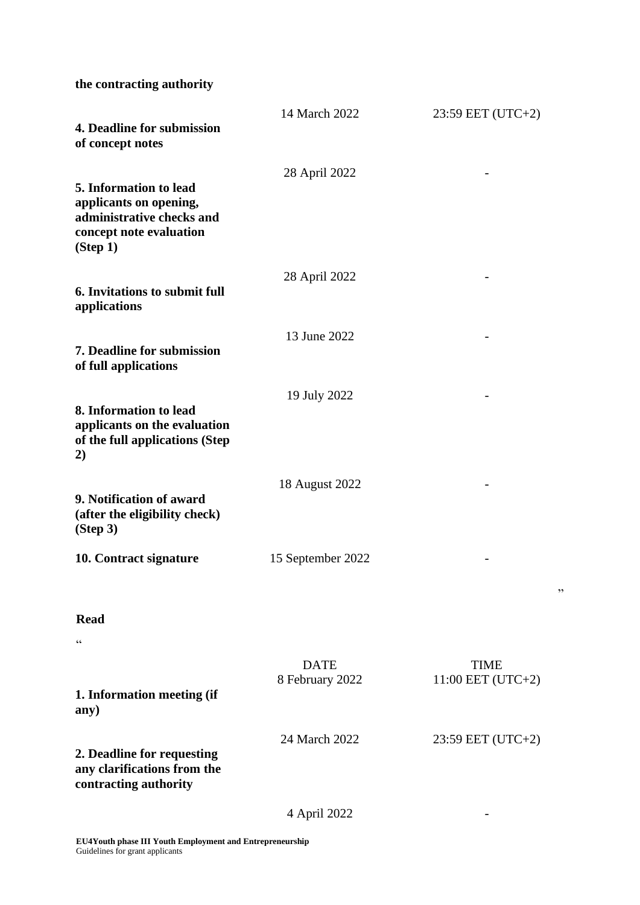| **the contracting authority** | | |
|---|---|---|
| **4. Deadline for submission of concept notes** | 14 March 2022 | 23:59 EET (UTC+2) |
| **5. Information to lead applicants on opening, administrative checks and concept note evaluation (Step 1)** | 28 April 2022 | - |
| **6. Invitations to submit full applications** | 28 April 2022 | - |
| **7. Deadline for submission of full applications** | 13 June 2022 | - |
| **8. Information to lead applicants on the evaluation of the full applications (Step 2)** | 19 July 2022 | - |
| **9. Notification of award (after the eligibility check) (Step 3)** | 18 August 2022 | - |
| **10. Contract signature** | 15 September 2022 | - |

”

**Read**

“

| | DATE | TIME |
|---|---|---|
| **1. Information meeting (if any)** | 8 February 2022 | 11:00 EET (UTC+2) |
| **2. Deadline for requesting any clarifications from the contracting authority** | 24 March 2022 | 23:59 EET (UTC+2) |
| | 4 April 2022 | - |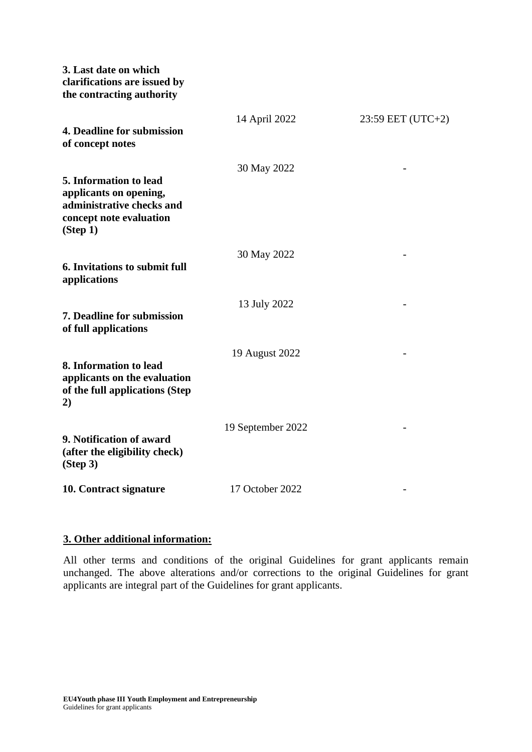| | | |
|---|---|---|
| **3. Last date on which clarifications are issued by the contracting authority** | | |
| **4. Deadline for submission of concept notes** | 14 April 2022 | 23:59 EET (UTC+2) |
| **5. Information to lead applicants on opening, administrative checks and concept note evaluation (Step 1)** | 30 May 2022 | - |
| **6. Invitations to submit full applications** | 30 May 2022 | - |
| **7. Deadline for submission of full applications** | 13 July 2022 | - |
| **8. Information to lead applicants on the evaluation of the full applications (Step 2)** | 19 August 2022 | - |
| **9. Notification of award (after the eligibility check) (Step 3)** | 19 September 2022 | - |
| **10. Contract signature** | 17 October 2022 | - |

## 3. Other additional information:

All other terms and conditions of the original Guidelines for grant applicants remain unchanged. The above alterations and/or corrections to the original Guidelines for grant applicants are integral part of the Guidelines for grant applicants.